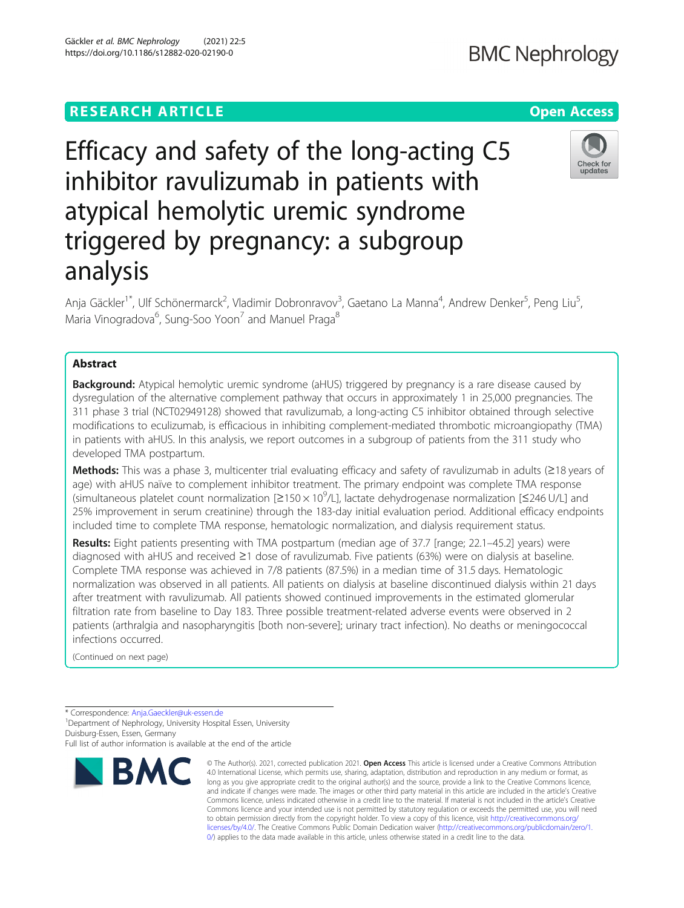RESEARCH ARTICLE

Open Access

# Efficacy and safety of the long-acting C5 inhibitor ravulizumab in patients with atypical hemolytic uremic syndrome triggered by pregnancy: a subgroup analysis

Anja Gäckler[1*], Ulf Schönermarck[2], Vladimir Dobronravov[3], Gaetano La Manna[4], Andrew Denker[5], Peng Liu[5], Maria Vinogradova[6], Sung-Soo Yoon[7] and Manuel Praga[8]

## Abstract

**Background:** Atypical hemolytic uremic syndrome (aHUS) triggered by pregnancy is a rare disease caused by dysregulation of the alternative complement pathway that occurs in approximately 1 in 25,000 pregnancies. The 311 phase 3 trial (NCT02949128) showed that ravulizumab, a long-acting C5 inhibitor obtained through selective modifications to eculizumab, is efficacious in inhibiting complement-mediated thrombotic microangiopathy (TMA) in patients with aHUS. In this analysis, we report outcomes in a subgroup of patients from the 311 study who developed TMA postpartum.

**Methods:** This was a phase 3, multicenter trial evaluating efficacy and safety of ravulizumab in adults (≥18 years of age) with aHUS naïve to complement inhibitor treatment. The primary endpoint was complete TMA response (simultaneous platelet count normalization [$\geq 150 \times 10^9$/L], lactate dehydrogenase normalization [≤246 U/L] and 25% improvement in serum creatinine) through the 183-day initial evaluation period. Additional efficacy endpoints included time to complete TMA response, hematologic normalization, and dialysis requirement status.

**Results:** Eight patients presenting with TMA postpartum (median age of 37.7 [range; 22.1–45.2] years) were diagnosed with aHUS and received ≥1 dose of ravulizumab. Five patients (63%) were on dialysis at baseline. Complete TMA response was achieved in 7/8 patients (87.5%) in a median time of 31.5 days. Hematologic normalization was observed in all patients. All patients on dialysis at baseline discontinued dialysis within 21 days after treatment with ravulizumab. All patients showed continued improvements in the estimated glomerular filtration rate from baseline to Day 183. Three possible treatment-related adverse events were observed in 2 patients (arthralgia and nasopharyngitis [both non-severe]; urinary tract infection). No deaths or meningococcal infections occurred.

(Continued on next page)

---

* Correspondence: Anja.Gaeckler@uk-essen.de
[1]Department of Nephrology, University Hospital Essen, University Duisburg-Essen, Essen, Germany
Full list of author information is available at the end of the article

© The Author(s). 2021, corrected publication 2021. **Open Access** This article is licensed under a Creative Commons Attribution 4.0 International License, which permits use, sharing, adaptation, distribution and reproduction in any medium or format, as long as you give appropriate credit to the original author(s) and the source, provide a link to the Creative Commons licence, and indicate if changes were made. The images or other third party material in this article are included in the article's Creative Commons licence, unless indicated otherwise in a credit line to the material. If material is not included in the article's Creative Commons licence and your intended use is not permitted by statutory regulation or exceeds the permitted use, you will need to obtain permission directly from the copyright holder. To view a copy of this licence, visit http://creativecommons.org/licenses/by/4.0/. The Creative Commons Public Domain Dedication waiver (http://creativecommons.org/publicdomain/zero/1.0/) applies to the data made available in this article, unless otherwise stated in a credit line to the data.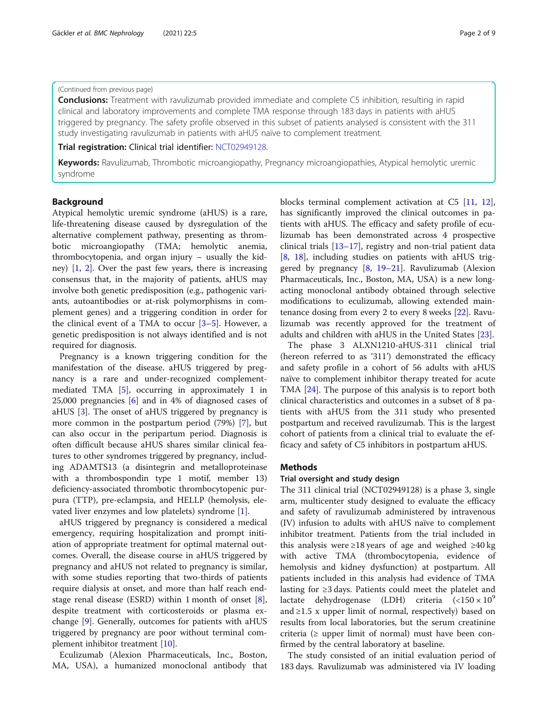(Continued from previous page)

**Conclusions:** Treatment with ravulizumab provided immediate and complete C5 inhibition, resulting in rapid clinical and laboratory improvements and complete TMA response through 183 days in patients with aHUS triggered by pregnancy. The safety profile observed in this subset of patients analysed is consistent with the 311 study investigating ravulizumab in patients with aHUS naïve to complement treatment.

**Trial registration:** Clinical trial identifier: NCT02949128.

**Keywords:** Ravulizumab, Thrombotic microangiopathy, Pregnancy microangiopathies, Atypical hemolytic uremic syndrome

## Background

Atypical hemolytic uremic syndrome (aHUS) is a rare, life-threatening disease caused by dysregulation of the alternative complement pathway, presenting as thrombotic microangiopathy (TMA; hemolytic anemia, thrombocytopenia, and organ injury – usually the kidney) [1, 2]. Over the past few years, there is increasing consensus that, in the majority of patients, aHUS may involve both genetic predisposition (e.g., pathogenic variants, autoantibodies or at-risk polymorphisms in complement genes) and a triggering condition in order for the clinical event of a TMA to occur [3–5]. However, a genetic predisposition is not always identified and is not required for diagnosis.

Pregnancy is a known triggering condition for the manifestation of the disease. aHUS triggered by pregnancy is a rare and under-recognized complement-mediated TMA [5], occurring in approximately 1 in 25,000 pregnancies [6] and in 4% of diagnosed cases of aHUS [3]. The onset of aHUS triggered by pregnancy is more common in the postpartum period (79%) [7], but can also occur in the peripartum period. Diagnosis is often difficult because aHUS shares similar clinical features to other syndromes triggered by pregnancy, including ADAMTS13 (a disintegrin and metalloproteinase with a thrombospondin type 1 motif, member 13) deficiency-associated thrombotic thrombocytopenic purpura (TTP), pre-eclampsia, and HELLP (hemolysis, elevated liver enzymes and low platelets) syndrome [1].

aHUS triggered by pregnancy is considered a medical emergency, requiring hospitalization and prompt initiation of appropriate treatment for optimal maternal outcomes. Overall, the disease course in aHUS triggered by pregnancy and aHUS not related to pregnancy is similar, with some studies reporting that two-thirds of patients require dialysis at onset, and more than half reach end-stage renal disease (ESRD) within 1 month of onset [8], despite treatment with corticosteroids or plasma exchange [9]. Generally, outcomes for patients with aHUS triggered by pregnancy are poor without terminal complement inhibitor treatment [10].

Eculizumab (Alexion Pharmaceuticals, Inc., Boston, MA, USA), a humanized monoclonal antibody that blocks terminal complement activation at C5 [11, 12], has significantly improved the clinical outcomes in patients with aHUS. The efficacy and safety profile of eculizumab has been demonstrated across 4 prospective clinical trials [13–17], registry and non-trial patient data [8, 18], including studies on patients with aHUS triggered by pregnancy [8, 19–21]. Ravulizumab (Alexion Pharmaceuticals, Inc., Boston, MA, USA) is a new long-acting monoclonal antibody obtained through selective modifications to eculizumab, allowing extended maintenance dosing from every 2 to every 8 weeks [22]. Ravulizumab was recently approved for the treatment of adults and children with aHUS in the United States [23].

The phase 3 ALXN1210-aHUS-311 clinical trial (hereon referred to as '311') demonstrated the efficacy and safety profile in a cohort of 56 adults with aHUS naïve to complement inhibitor therapy treated for acute TMA [24]. The purpose of this analysis is to report both clinical characteristics and outcomes in a subset of 8 patients with aHUS from the 311 study who presented postpartum and received ravulizumab. This is the largest cohort of patients from a clinical trial to evaluate the efficacy and safety of C5 inhibitors in postpartum aHUS.

## Methods

### Trial oversight and study design

The 311 clinical trial (NCT02949128) is a phase 3, single arm, multicenter study designed to evaluate the efficacy and safety of ravulizumab administered by intravenous (IV) infusion to adults with aHUS naïve to complement inhibitor treatment. Patients from the trial included in this analysis were ≥18 years of age and weighed ≥40 kg with active TMA (thrombocytopenia, evidence of hemolysis and kidney dysfunction) at postpartum. All patients included in this analysis had evidence of TMA lasting for ≥3 days. Patients could meet the platelet and lactate dehydrogenase (LDH) criteria ($<150 \times 10^9$ and ≥1.5 x upper limit of normal, respectively) based on results from local laboratories, but the serum creatinine criteria (≥ upper limit of normal) must have been confirmed by the central laboratory at baseline.

The study consisted of an initial evaluation period of 183 days. Ravulizumab was administered via IV loading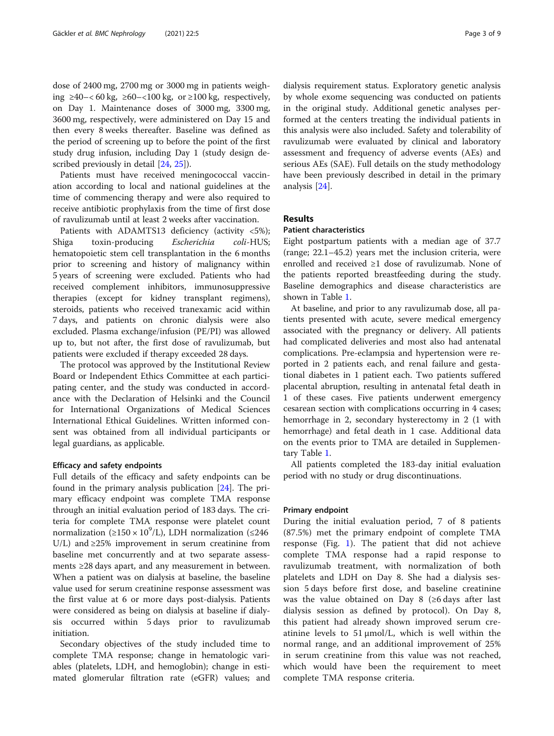dose of 2400 mg, 2700 mg or 3000 mg in patients weighing ≥40–< 60 kg, ≥60–<100 kg, or ≥100 kg, respectively, on Day 1. Maintenance doses of 3000 mg, 3300 mg, 3600 mg, respectively, were administered on Day 15 and then every 8 weeks thereafter. Baseline was defined as the period of screening up to before the point of the first study drug infusion, including Day 1 (study design described previously in detail [24, 25]).

Patients must have received meningococcal vaccination according to local and national guidelines at the time of commencing therapy and were also required to receive antibiotic prophylaxis from the time of first dose of ravulizumab until at least 2 weeks after vaccination.

Patients with ADAMTS13 deficiency (activity <5%); Shiga toxin-producing *Escherichia coli*-HUS; hematopoietic stem cell transplantation in the 6 months prior to screening and history of malignancy within 5 years of screening were excluded. Patients who had received complement inhibitors, immunosuppressive therapies (except for kidney transplant regimens), steroids, patients who received tranexamic acid within 7 days, and patients on chronic dialysis were also excluded. Plasma exchange/infusion (PE/PI) was allowed up to, but not after, the first dose of ravulizumab, but patients were excluded if therapy exceeded 28 days.

The protocol was approved by the Institutional Review Board or Independent Ethics Committee at each participating center, and the study was conducted in accordance with the Declaration of Helsinki and the Council for International Organizations of Medical Sciences International Ethical Guidelines. Written informed consent was obtained from all individual participants or legal guardians, as applicable.

### Efficacy and safety endpoints

Full details of the efficacy and safety endpoints can be found in the primary analysis publication [24]. The primary efficacy endpoint was complete TMA response through an initial evaluation period of 183 days. The criteria for complete TMA response were platelet count normalization ($\geq 150 \times 10^9$/L), LDH normalization (≤246 U/L) and ≥25% improvement in serum creatinine from baseline met concurrently and at two separate assessments ≥28 days apart, and any measurement in between. When a patient was on dialysis at baseline, the baseline value used for serum creatinine response assessment was the first value at 6 or more days post-dialysis. Patients were considered as being on dialysis at baseline if dialysis occurred within 5 days prior to ravulizumab initiation.

Secondary objectives of the study included time to complete TMA response; change in hematologic variables (platelets, LDH, and hemoglobin); change in estimated glomerular filtration rate (eGFR) values; and dialysis requirement status. Exploratory genetic analysis by whole exome sequencing was conducted on patients in the original study. Additional genetic analyses performed at the centers treating the individual patients in this analysis were also included. Safety and tolerability of ravulizumab were evaluated by clinical and laboratory assessment and frequency of adverse events (AEs) and serious AEs (SAE). Full details on the study methodology have been previously described in detail in the primary analysis [24].

## Results

### Patient characteristics

Eight postpartum patients with a median age of 37.7 (range; 22.1–45.2) years met the inclusion criteria, were enrolled and received ≥1 dose of ravulizumab. None of the patients reported breastfeeding during the study. Baseline demographics and disease characteristics are shown in Table 1.

At baseline, and prior to any ravulizumab dose, all patients presented with acute, severe medical emergency associated with the pregnancy or delivery. All patients had complicated deliveries and most also had antenatal complications. Pre-eclampsia and hypertension were reported in 2 patients each, and renal failure and gestational diabetes in 1 patient each. Two patients suffered placental abruption, resulting in antenatal fetal death in 1 of these cases. Five patients underwent emergency cesarean section with complications occurring in 4 cases; hemorrhage in 2, secondary hysterectomy in 2 (1 with hemorrhage) and fetal death in 1 case. Additional data on the events prior to TMA are detailed in Supplementary Table 1.

All patients completed the 183-day initial evaluation period with no study or drug discontinuations.

### Primary endpoint

During the initial evaluation period, 7 of 8 patients (87.5%) met the primary endpoint of complete TMA response (Fig. 1). The patient that did not achieve complete TMA response had a rapid response to ravulizumab treatment, with normalization of both platelets and LDH on Day 8. She had a dialysis session 5 days before first dose, and baseline creatinine was the value obtained on Day 8 (≥6 days after last dialysis session as defined by protocol). On Day 8, this patient had already shown improved serum creatinine levels to 51 μmol/L, which is well within the normal range, and an additional improvement of 25% in serum creatinine from this value was not reached, which would have been the requirement to meet complete TMA response criteria.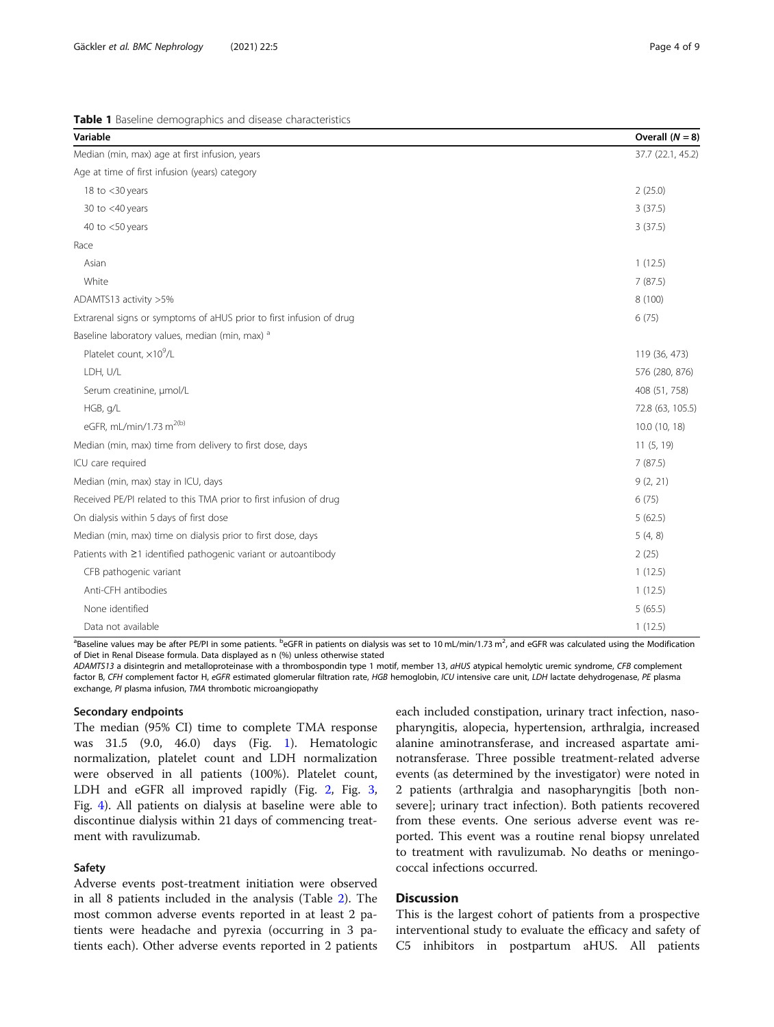**Table 1** Baseline demographics and disease characteristics

| Variable | Overall ($N = 8$) |
|---|---|
| Median (min, max) age at first infusion, years | 37.7 (22.1, 45.2) |
| Age at time of first infusion (years) category | |
| 18 to <30 years | 2 (25.0) |
| 30 to <40 years | 3 (37.5) |
| 40 to <50 years | 3 (37.5) |
| Race | |
| Asian | 1 (12.5) |
| White | 7 (87.5) |
| ADAMTS13 activity >5% | 8 (100) |
| Extrarenal signs or symptoms of aHUS prior to first infusion of drug | 6 (75) |
| Baseline laboratory values, median (min, max) [a] | |
| Platelet count, $\times 10^9$/L | 119 (36, 473) |
| LDH, U/L | 576 (280, 876) |
| Serum creatinine, μmol/L | 408 (51, 758) |
| HGB, g/L | 72.8 (63, 105.5) |
| eGFR, mL/min/1.73 $m^2$ [b] | 10.0 (10, 18) |
| Median (min, max) time from delivery to first dose, days | 11 (5, 19) |
| ICU care required | 7 (87.5) |
| Median (min, max) stay in ICU, days | 9 (2, 21) |
| Received PE/PI related to this TMA prior to first infusion of drug | 6 (75) |
| On dialysis within 5 days of first dose | 5 (62.5) |
| Median (min, max) time on dialysis prior to first dose, days | 5 (4, 8) |
| Patients with ≥1 identified pathogenic variant or autoantibody | 2 (25) |
| CFB pathogenic variant | 1 (12.5) |
| Anti-CFH antibodies | 1 (12.5) |
| None identified | 5 (65.5) |
| Data not available | 1 (12.5) |

[a]Baseline values may be after PE/PI in some patients. [b]eGFR in patients on dialysis was set to 10 mL/min/1.73 $m^2$, and eGFR was calculated using the Modification of Diet in Renal Disease formula. Data displayed as n (%) unless otherwise stated

*ADAMTS13* a disintegrin and metalloproteinase with a thrombospondin type 1 motif, member 13, *aHUS* atypical hemolytic uremic syndrome, *CFB* complement factor B, *CFH* complement factor H, *eGFR* estimated glomerular filtration rate, *HGB* hemoglobin, *ICU* intensive care unit, *LDH* lactate dehydrogenase, *PE* plasma exchange, *PI* plasma infusion, *TMA* thrombotic microangiopathy

### Secondary endpoints

The median (95% CI) time to complete TMA response was 31.5 (9.0, 46.0) days (Fig. 1). Hematologic normalization, platelet count and LDH normalization were observed in all patients (100%). Platelet count, LDH and eGFR all improved rapidly (Fig. 2, Fig. 3, Fig. 4). All patients on dialysis at baseline were able to discontinue dialysis within 21 days of commencing treatment with ravulizumab.

### Safety

Adverse events post-treatment initiation were observed in all 8 patients included in the analysis (Table 2). The most common adverse events reported in at least 2 patients were headache and pyrexia (occurring in 3 patients each). Other adverse events reported in 2 patients each included constipation, urinary tract infection, nasopharyngitis, alopecia, hypertension, arthralgia, increased alanine aminotransferase, and increased aspartate aminotransferase. Three possible treatment-related adverse events (as determined by the investigator) were noted in 2 patients (arthralgia and nasopharyngitis [both non-severe]; urinary tract infection). Both patients recovered from these events. One serious adverse event was reported. This event was a routine renal biopsy unrelated to treatment with ravulizumab. No deaths or meningococcal infections occurred.

## Discussion

This is the largest cohort of patients from a prospective interventional study to evaluate the efficacy and safety of C5 inhibitors in postpartum aHUS. All patients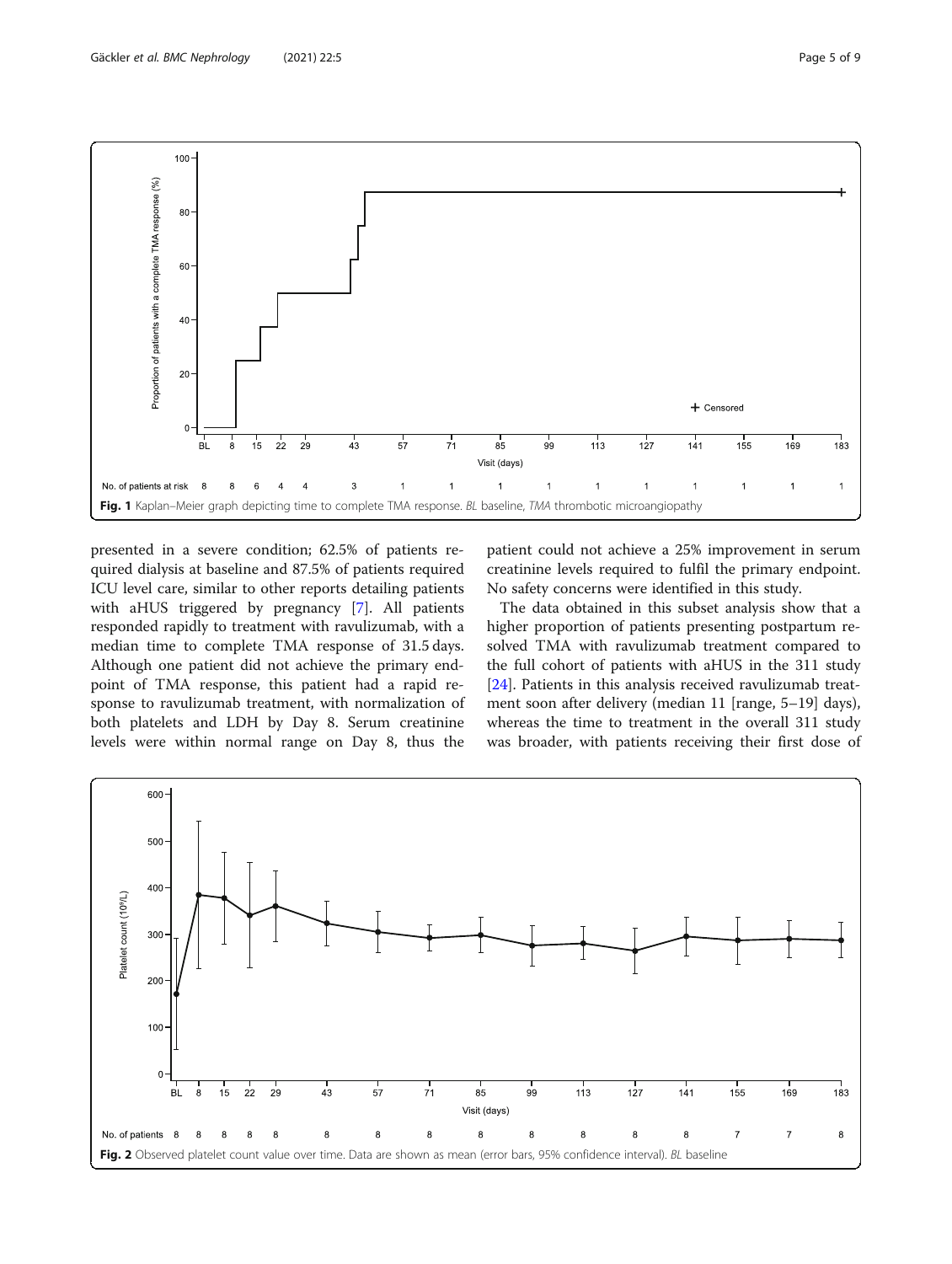Fig. 1 Kaplan–Meier graph depicting time to complete TMA response. *BL* baseline, *TMA* thrombotic microangiopathy

presented in a severe condition; 62.5% of patients required dialysis at baseline and 87.5% of patients required ICU level care, similar to other reports detailing patients with aHUS triggered by pregnancy [7]. All patients responded rapidly to treatment with ravulizumab, with a median time to complete TMA response of 31.5 days. Although one patient did not achieve the primary endpoint of TMA response, this patient had a rapid response to ravulizumab treatment, with normalization of both platelets and LDH by Day 8. Serum creatinine levels were within normal range on Day 8, thus the patient could not achieve a 25% improvement in serum creatinine levels required to fulfil the primary endpoint. No safety concerns were identified in this study.

The data obtained in this subset analysis show that a higher proportion of patients presenting postpartum resolved TMA with ravulizumab treatment compared to the full cohort of patients with aHUS in the 311 study [24]. Patients in this analysis received ravulizumab treatment soon after delivery (median 11 [range, 5–19] days), whereas the time to treatment in the overall 311 study was broader, with patients receiving their first dose of

Fig. 2 Observed platelet count value over time. Data are shown as mean (error bars, 95% confidence interval). *BL* baseline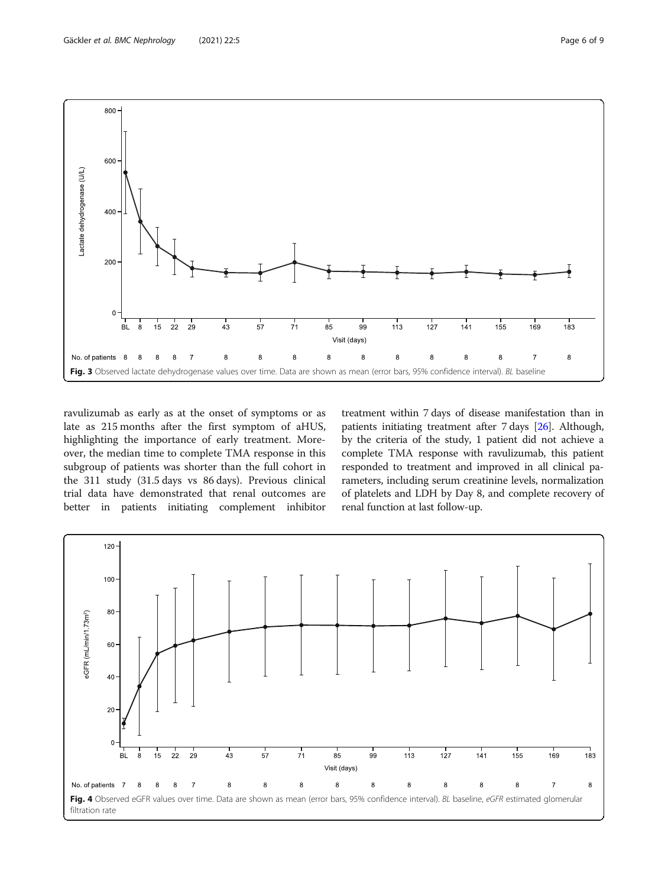Fig. 3 Observed lactate dehydrogenase values over time. Data are shown as mean (error bars, 95% confidence interval). *BL* baseline

ravulizumab as early as at the onset of symptoms or as late as 215 months after the first symptom of aHUS, highlighting the importance of early treatment. Moreover, the median time to complete TMA response in this subgroup of patients was shorter than the full cohort in the 311 study (31.5 days vs 86 days). Previous clinical trial data have demonstrated that renal outcomes are better in patients initiating complement inhibitor treatment within 7 days of disease manifestation than in patients initiating treatment after 7 days [26]. Although, by the criteria of the study, 1 patient did not achieve a complete TMA response with ravulizumab, this patient responded to treatment and improved in all clinical parameters, including serum creatinine levels, normalization of platelets and LDH by Day 8, and complete recovery of renal function at last follow-up.

Fig. 4 Observed eGFR values over time. Data are shown as mean (error bars, 95% confidence interval). *BL* baseline, *eGFR* estimated glomerular filtration rate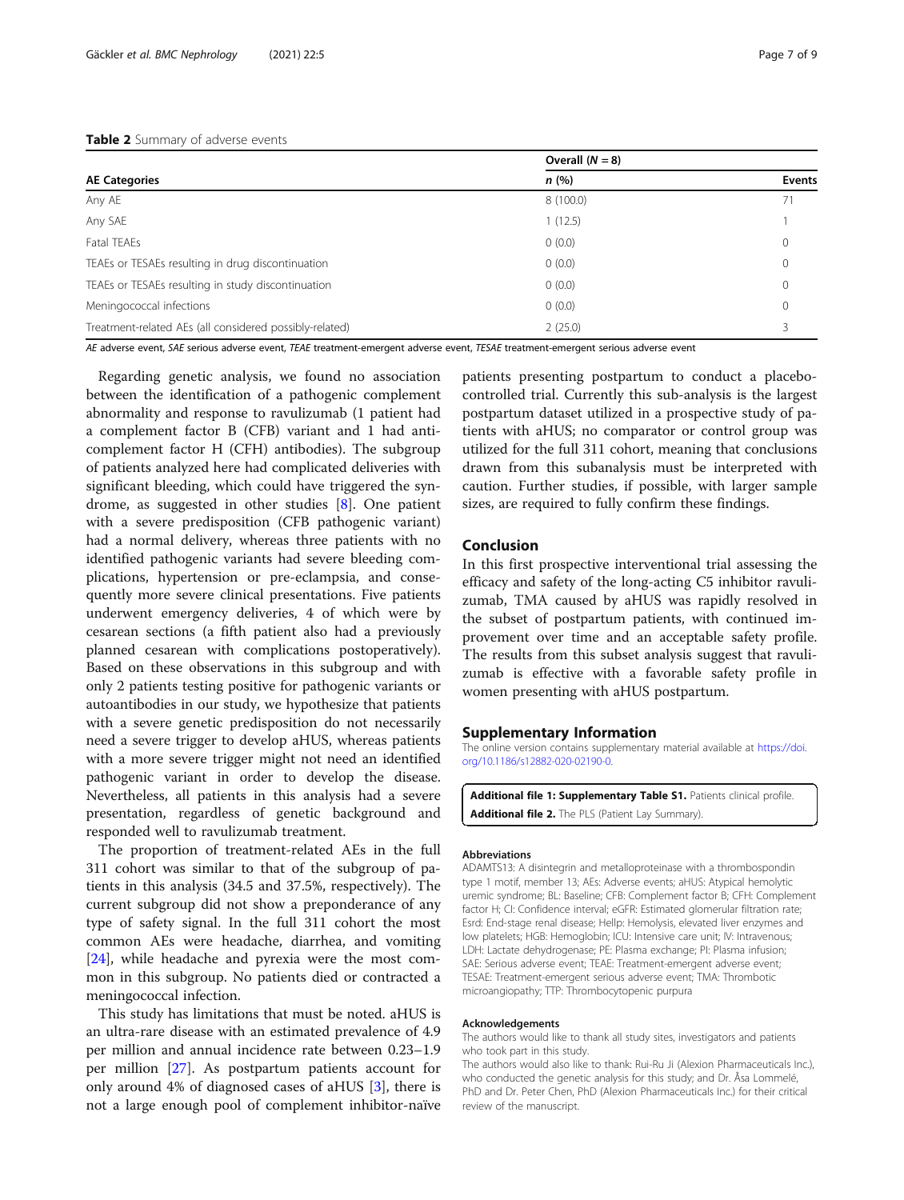**Table 2** Summary of adverse events

| AE Categories | Overall (*N* = 8) | |
|---|---|---|
| | *n* (%) | Events |
| Any AE | 8 (100.0) | 71 |
| Any SAE | 1 (12.5) | 1 |
| Fatal TEAEs | 0 (0.0) | 0 |
| TEAEs or TESAEs resulting in drug discontinuation | 0 (0.0) | 0 |
| TEAEs or TESAEs resulting in study discontinuation | 0 (0.0) | 0 |
| Meningococcal infections | 0 (0.0) | 0 |
| Treatment-related AEs (all considered possibly-related) | 2 (25.0) | 3 |

*AE* adverse event, *SAE* serious adverse event, *TEAE* treatment-emergent adverse event, *TESAE* treatment-emergent serious adverse event

Regarding genetic analysis, we found no association between the identification of a pathogenic complement abnormality and response to ravulizumab (1 patient had a complement factor B (CFB) variant and 1 had anti-complement factor H (CFH) antibodies). The subgroup of patients analyzed here had complicated deliveries with significant bleeding, which could have triggered the syndrome, as suggested in other studies [8]. One patient with a severe predisposition (CFB pathogenic variant) had a normal delivery, whereas three patients with no identified pathogenic variants had severe bleeding complications, hypertension or pre-eclampsia, and consequently more severe clinical presentations. Five patients underwent emergency deliveries, 4 of which were by cesarean sections (a fifth patient also had a previously planned cesarean with complications postoperatively). Based on these observations in this subgroup and with only 2 patients testing positive for pathogenic variants or autoantibodies in our study, we hypothesize that patients with a severe genetic predisposition do not necessarily need a severe trigger to develop aHUS, whereas patients with a more severe trigger might not need an identified pathogenic variant in order to develop the disease. Nevertheless, all patients in this analysis had a severe presentation, regardless of genetic background and responded well to ravulizumab treatment.

The proportion of treatment-related AEs in the full 311 cohort was similar to that of the subgroup of patients in this analysis (34.5 and 37.5%, respectively). The current subgroup did not show a preponderance of any type of safety signal. In the full 311 cohort the most common AEs were headache, diarrhea, and vomiting [24], while headache and pyrexia were the most common in this subgroup. No patients died or contracted a meningococcal infection.

This study has limitations that must be noted. aHUS is an ultra-rare disease with an estimated prevalence of 4.9 per million and annual incidence rate between 0.23–1.9 per million [27]. As postpartum patients account for only around 4% of diagnosed cases of aHUS [3], there is not a large enough pool of complement inhibitor-naïve patients presenting postpartum to conduct a placebo-controlled trial. Currently this sub-analysis is the largest postpartum dataset utilized in a prospective study of patients with aHUS; no comparator or control group was utilized for the full 311 cohort, meaning that conclusions drawn from this subanalysis must be interpreted with caution. Further studies, if possible, with larger sample sizes, are required to fully confirm these findings.

## Conclusion

In this first prospective interventional trial assessing the efficacy and safety of the long-acting C5 inhibitor ravulizumab, TMA caused by aHUS was rapidly resolved in the subset of postpartum patients, with continued improvement over time and an acceptable safety profile. The results from this subset analysis suggest that ravulizumab is effective with a favorable safety profile in women presenting with aHUS postpartum.

## Supplementary Information

The online version contains supplementary material available at https://doi.org/10.1186/s12882-020-02190-0.

**Additional file 1: Supplementary Table S1.** Patients clinical profile.
**Additional file 2.** The PLS (Patient Lay Summary).

### Abbreviations

ADAMTS13: A disintegrin and metalloproteinase with a thrombospondin type 1 motif, member 13; AEs: Adverse events; aHUS: Atypical hemolytic uremic syndrome; BL: Baseline; CFB: Complement factor B; CFH: Complement factor H; CI: Confidence interval; eGFR: Estimated glomerular filtration rate; Esrd: End-stage renal disease; Hellp: Hemolysis, elevated liver enzymes and low platelets; HGB: Hemoglobin; ICU: Intensive care unit; IV: Intravenous; LDH: Lactate dehydrogenase; PE: Plasma exchange; PI: Plasma infusion; SAE: Serious adverse event; TEAE: Treatment-emergent adverse event; TESAE: Treatment-emergent serious adverse event; TMA: Thrombotic microangiopathy; TTP: Thrombocytopenic purpura

### Acknowledgements

The authors would like to thank all study sites, investigators and patients who took part in this study.

The authors would also like to thank: Rui-Ru Ji (Alexion Pharmaceuticals Inc.), who conducted the genetic analysis for this study; and Dr. Åsa Lommelé, PhD and Dr. Peter Chen, PhD (Alexion Pharmaceuticals Inc.) for their critical review of the manuscript.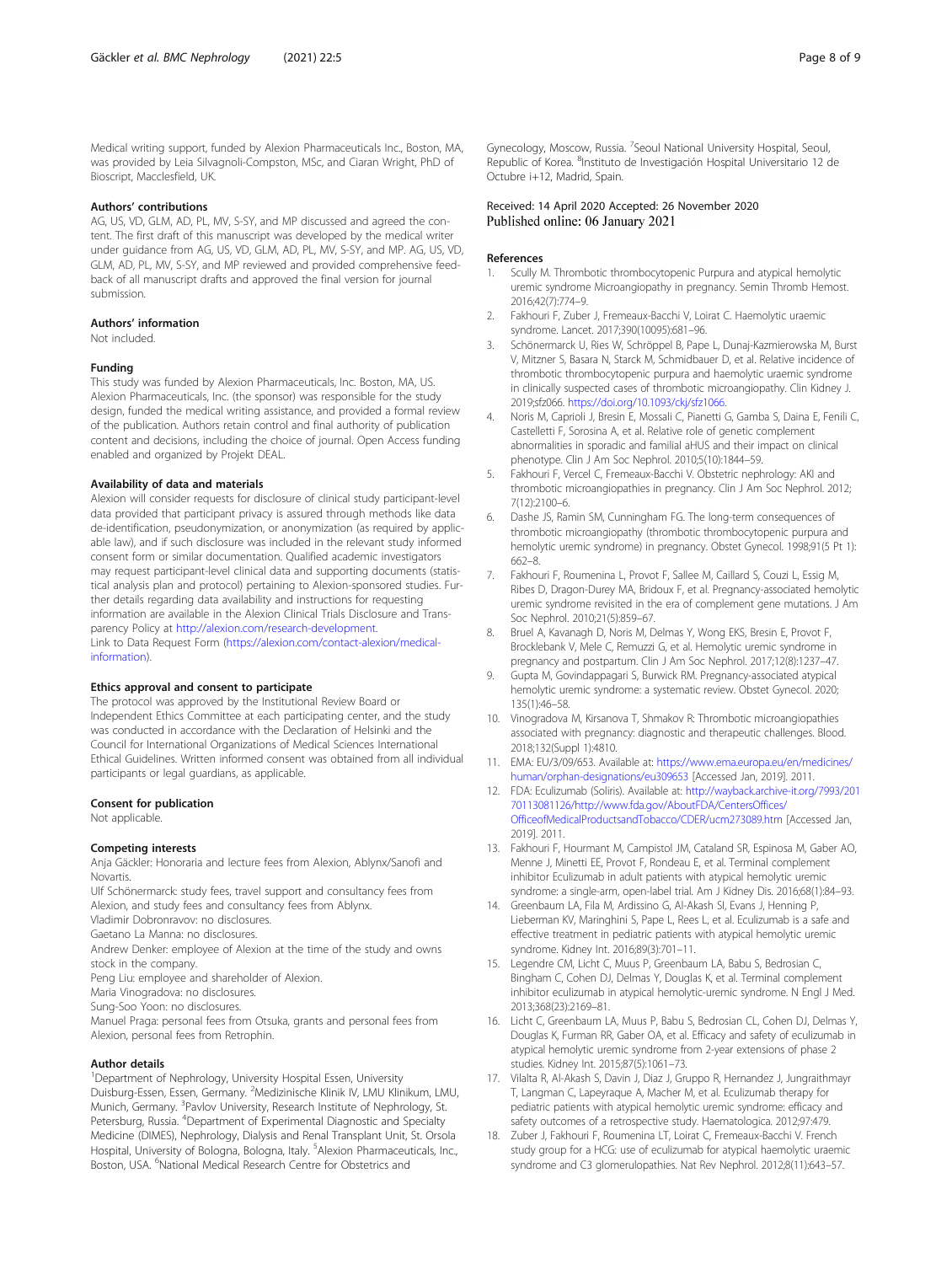Medical writing support, funded by Alexion Pharmaceuticals Inc., Boston, MA, was provided by Leia Silvagnoli-Compston, MSc, and Ciaran Wright, PhD of Bioscript, Macclesfield, UK.

### Authors' contributions

AG, US, VD, GLM, AD, PL, MV, S-SY, and MP discussed and agreed the content. The first draft of this manuscript was developed by the medical writer under guidance from AG, US, VD, GLM, AD, PL, MV, S-SY, and MP. AG, US, VD, GLM, AD, PL, MV, S-SY, and MP reviewed and provided comprehensive feedback of all manuscript drafts and approved the final version for journal submission.

### Authors' information

Not included.

### Funding

This study was funded by Alexion Pharmaceuticals, Inc. Boston, MA, US. Alexion Pharmaceuticals, Inc. (the sponsor) was responsible for the study design, funded the medical writing assistance, and provided a formal review of the publication. Authors retain control and final authority of publication content and decisions, including the choice of journal. Open Access funding enabled and organized by Projekt DEAL.

### Availability of data and materials

Alexion will consider requests for disclosure of clinical study participant-level data provided that participant privacy is assured through methods like data de-identification, pseudonymization, or anonymization (as required by applicable law), and if such disclosure was included in the relevant study informed consent form or similar documentation. Qualified academic investigators may request participant-level clinical data and supporting documents (statistical analysis plan and protocol) pertaining to Alexion-sponsored studies. Further details regarding data availability and instructions for requesting information are available in the Alexion Clinical Trials Disclosure and Transparency Policy at http://alexion.com/research-development.
Link to Data Request Form (https://alexion.com/contact-alexion/medical-information).

### Ethics approval and consent to participate

The protocol was approved by the Institutional Review Board or Independent Ethics Committee at each participating center, and the study was conducted in accordance with the Declaration of Helsinki and the Council for International Organizations of Medical Sciences International Ethical Guidelines. Written informed consent was obtained from all individual participants or legal guardians, as applicable.

### Consent for publication

Not applicable.

### Competing interests

Anja Gäckler: Honoraria and lecture fees from Alexion, Ablynx/Sanofi and Novartis.
Ulf Schönermarck: study fees, travel support and consultancy fees from Alexion, and study fees and consultancy fees from Ablynx.
Vladimir Dobronravov: no disclosures.
Gaetano La Manna: no disclosures.
Andrew Denker: employee of Alexion at the time of the study and owns stock in the company.
Peng Liu: employee and shareholder of Alexion.
Maria Vinogradova: no disclosures.
Sung-Soo Yoon: no disclosures.
Manuel Praga: personal fees from Otsuka, grants and personal fees from Alexion, personal fees from Retrophin.

### Author details

[1]Department of Nephrology, University Hospital Essen, University Duisburg-Essen, Essen, Germany. [2]Medizinische Klinik IV, LMU Klinikum, LMU, Munich, Germany. [3]Pavlov University, Research Institute of Nephrology, St. Petersburg, Russia. [4]Department of Experimental Diagnostic and Specialty Medicine (DIMES), Nephrology, Dialysis and Renal Transplant Unit, St. Orsola Hospital, University of Bologna, Bologna, Italy. [5]Alexion Pharmaceuticals, Inc., Boston, USA. [6]National Medical Research Centre for Obstetrics and Gynecology, Moscow, Russia. [7]Seoul National University Hospital, Seoul, Republic of Korea. [8]Instituto de Investigación Hospital Universitario 12 de Octubre i+12, Madrid, Spain.

Received: 14 April 2020 Accepted: 26 November 2020
Published online: 06 January 2021

### References

1. Scully M. Thrombotic thrombocytopenic Purpura and atypical hemolytic uremic syndrome Microangiopathy in pregnancy. Semin Thromb Hemost. 2016;42(7):774–9.
2. Fakhouri F, Zuber J, Fremeaux-Bacchi V, Loirat C. Haemolytic uraemic syndrome. Lancet. 2017;390(10095):681–96.
3. Schönermarck U, Ries W, Schröppel B, Pape L, Dunaj-Kazmierowska M, Burst V, Mitzner S, Basara N, Starck M, Schmidbauer D, et al. Relative incidence of thrombotic thrombocytopenic purpura and haemolytic uraemic syndrome in clinically suspected cases of thrombotic microangiopathy. Clin Kidney J. 2019;sfz066. https://doi.org/10.1093/ckj/sfz1066.
4. Noris M, Caprioli J, Bresin E, Mossali C, Pianetti G, Gamba S, Daina E, Fenili C, Castelletti F, Sorosina A, et al. Relative role of genetic complement abnormalities in sporadic and familial aHUS and their impact on clinical phenotype. Clin J Am Soc Nephrol. 2010;5(10):1844–59.
5. Fakhouri F, Vercel C, Fremeaux-Bacchi V. Obstetric nephrology: AKI and thrombotic microangiopathies in pregnancy. Clin J Am Soc Nephrol. 2012; 7(12):2100–6.
6. Dashe JS, Ramin SM, Cunningham FG. The long-term consequences of thrombotic microangiopathy (thrombotic thrombocytopenic purpura and hemolytic uremic syndrome) in pregnancy. Obstet Gynecol. 1998;91(5 Pt 1): 662–8.
7. Fakhouri F, Roumenina L, Provot F, Sallee M, Caillard S, Couzi L, Essig M, Ribes D, Dragon-Durey MA, Bridoux F, et al. Pregnancy-associated hemolytic uremic syndrome revisited in the era of complement gene mutations. J Am Soc Nephrol. 2010;21(5):859–67.
8. Bruel A, Kavanagh D, Noris M, Delmas Y, Wong EKS, Bresin E, Provot F, Brocklebank V, Mele C, Remuzzi G, et al. Hemolytic uremic syndrome in pregnancy and postpartum. Clin J Am Soc Nephrol. 2017;12(8):1237–47.
9. Gupta M, Govindappagari S, Burwick RM. Pregnancy-associated atypical hemolytic uremic syndrome: a systematic review. Obstet Gynecol. 2020; 135(1):46–58.
10. Vinogradova M, Kirsanova T, Shmakov R: Thrombotic microangiopathies associated with pregnancy: diagnostic and therapeutic challenges. Blood. 2018;132(Suppl 1):4810.
11. EMA: EU/3/09/653. Available at: https://www.ema.europa.eu/en/medicines/human/orphan-designations/eu309653 [Accessed Jan, 2019]. 2011.
12. FDA: Eculizumab (Soliris). Available at: http://wayback.archive-it.org/7993/20170113081126/http://www.fda.gov/AboutFDA/CentersOffices/OfficeofMedicalProductsandTobacco/CDER/ucm273089.htm [Accessed Jan, 2019]. 2011.
13. Fakhouri F, Hourmant M, Campistol JM, Cataland SR, Espinosa M, Gaber AO, Menne J, Minetti EE, Provot F, Rondeau E, et al. Terminal complement inhibitor Eculizumab in adult patients with atypical hemolytic uremic syndrome: a single-arm, open-label trial. Am J Kidney Dis. 2016;68(1):84–93.
14. Greenbaum LA, Fila M, Ardissino G, Al-Akash SI, Evans J, Henning P, Lieberman KV, Maringhini S, Pape L, Rees L, et al. Eculizumab is a safe and effective treatment in pediatric patients with atypical hemolytic uremic syndrome. Kidney Int. 2016;89(3):701–11.
15. Legendre CM, Licht C, Muus P, Greenbaum LA, Babu S, Bedrosian C, Bingham C, Cohen DJ, Delmas Y, Douglas K, et al. Terminal complement inhibitor eculizumab in atypical hemolytic-uremic syndrome. N Engl J Med. 2013;368(23):2169–81.
16. Licht C, Greenbaum LA, Muus P, Babu S, Bedrosian CL, Cohen DJ, Delmas Y, Douglas K, Furman RR, Gaber OA, et al. Efficacy and safety of eculizumab in atypical hemolytic uremic syndrome from 2-year extensions of phase 2 studies. Kidney Int. 2015;87(5):1061–73.
17. Vilalta R, Al-Akash S, Davin J, Diaz J, Gruppo R, Hernandez J, Jungraithmayr T, Langman C, Lapeyraque A, Macher M, et al. Eculizumab therapy for pediatric patients with atypical hemolytic uremic syndrome: efficacy and safety outcomes of a retrospective study. Haematologica. 2012;97:479.
18. Zuber J, Fakhouri F, Roumenina LT, Loirat C, Fremeaux-Bacchi V. French study group for a HCG: use of eculizumab for atypical haemolytic uraemic syndrome and C3 glomerulopathies. Nat Rev Nephrol. 2012;8(11):643–57.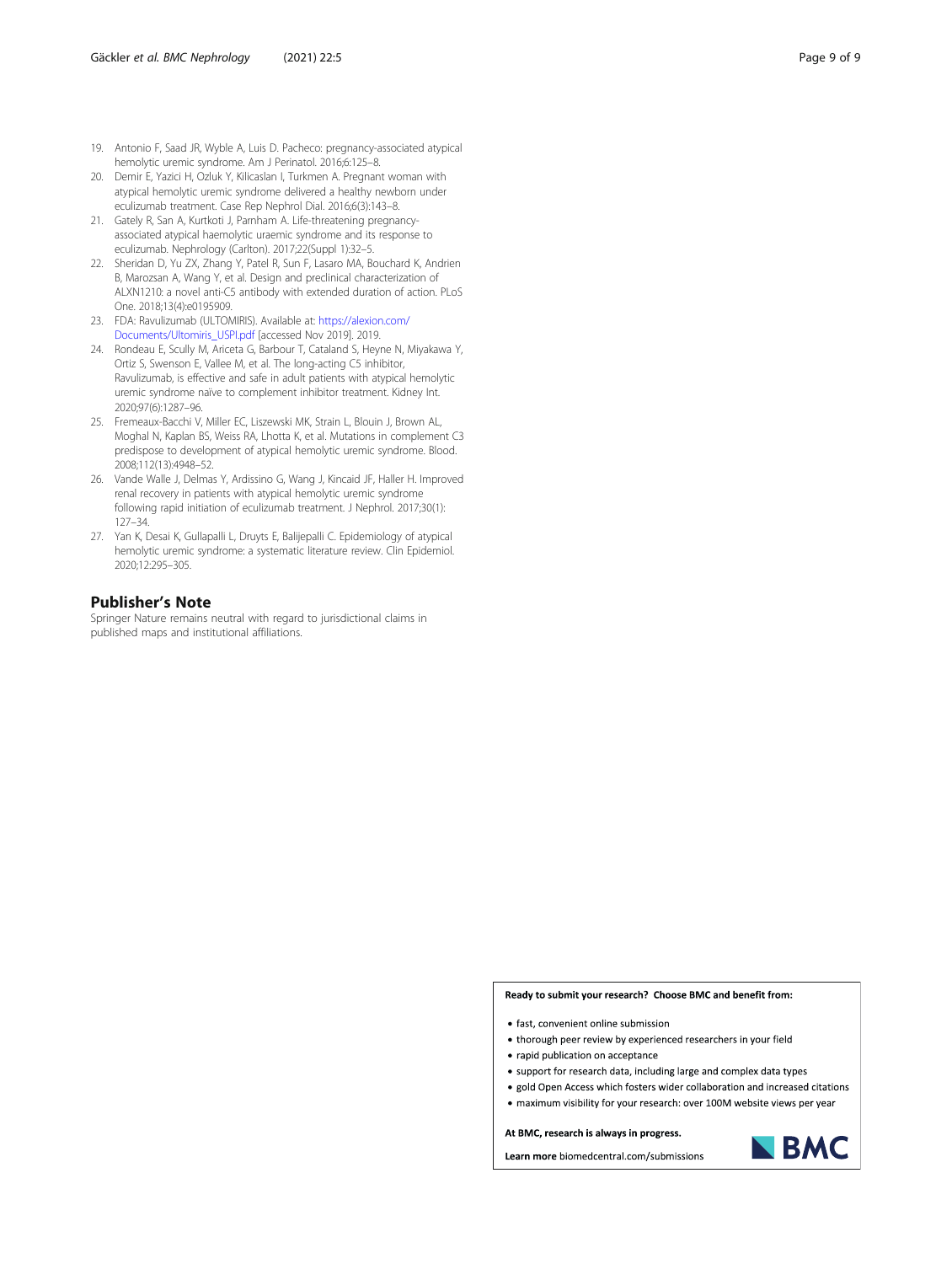19. Antonio F, Saad JR, Wyble A, Luis D. Pacheco: pregnancy-associated atypical hemolytic uremic syndrome. Am J Perinatol. 2016;6:125–8.
20. Demir E, Yazici H, Ozluk Y, Kilicaslan I, Turkmen A. Pregnant woman with atypical hemolytic uremic syndrome delivered a healthy newborn under eculizumab treatment. Case Rep Nephrol Dial. 2016;6(3):143–8.
21. Gately R, San A, Kurtkoti J, Parnham A. Life-threatening pregnancy-associated atypical haemolytic uraemic syndrome and its response to eculizumab. Nephrology (Carlton). 2017;22(Suppl 1):32–5.
22. Sheridan D, Yu ZX, Zhang Y, Patel R, Sun F, Lasaro MA, Bouchard K, Andrien B, Marozsan A, Wang Y, et al. Design and preclinical characterization of ALXN1210: a novel anti-C5 antibody with extended duration of action. PLoS One. 2018;13(4):e0195909.
23. FDA: Ravulizumab (ULTOMIRIS). Available at: https://alexion.com/Documents/Ultomiris_USPI.pdf [accessed Nov 2019]. 2019.
24. Rondeau E, Scully M, Ariceta G, Barbour T, Cataland S, Heyne N, Miyakawa Y, Ortiz S, Swenson E, Vallee M, et al. The long-acting C5 inhibitor, Ravulizumab, is effective and safe in adult patients with atypical hemolytic uremic syndrome naïve to complement inhibitor treatment. Kidney Int. 2020;97(6):1287–96.
25. Fremeaux-Bacchi V, Miller EC, Liszewski MK, Strain L, Blouin J, Brown AL, Moghal N, Kaplan BS, Weiss RA, Lhotta K, et al. Mutations in complement C3 predispose to development of atypical hemolytic uremic syndrome. Blood. 2008;112(13):4948–52.
26. Vande Walle J, Delmas Y, Ardissino G, Wang J, Kincaid JF, Haller H. Improved renal recovery in patients with atypical hemolytic uremic syndrome following rapid initiation of eculizumab treatment. J Nephrol. 2017;30(1):127–34.
27. Yan K, Desai K, Gullapalli L, Druyts E, Balijepalli C. Epidemiology of atypical hemolytic uremic syndrome: a systematic literature review. Clin Epidemiol. 2020;12:295–305.

## Publisher's Note

Springer Nature remains neutral with regard to jurisdictional claims in published maps and institutional affiliations.

**Ready to submit your research? Choose BMC and benefit from:**

- fast, convenient online submission
- thorough peer review by experienced researchers in your field
- rapid publication on acceptance
- support for research data, including large and complex data types
- gold Open Access which fosters wider collaboration and increased citations
- maximum visibility for your research: over 100M website views per year

**At BMC, research is always in progress.**

**Learn more** biomedcentral.com/submissions

BMC